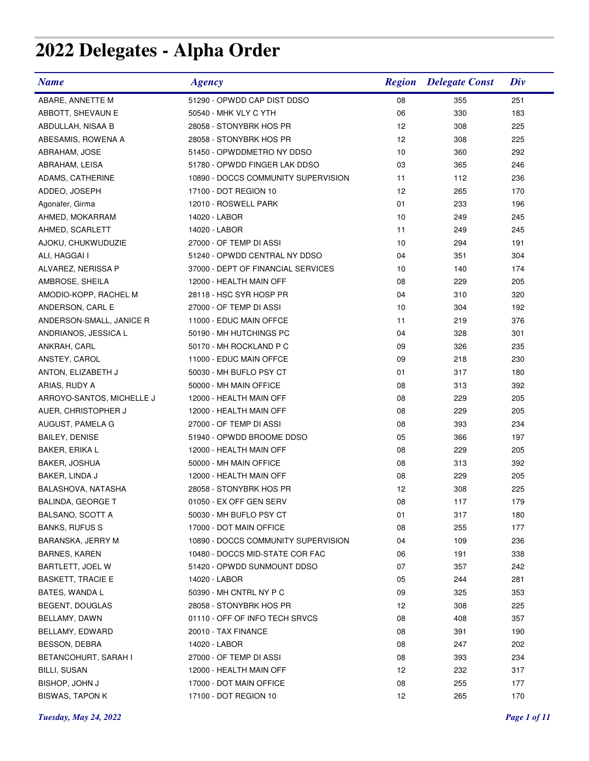# 2022 Delegates - Alpha Order

| Name | Agency | Region | Delegate Const | Div |
|---|---|---|---|---|
| ABARE, ANNETTE M | 51290 - OPWDD CAP DIST DDSO | 08 | 355 | 251 |
| ABBOTT, SHEVAUN E | 50540 - MHK VLY C YTH | 06 | 330 | 183 |
| ABDULLAH, NISAA B | 28058 - STONYBRK HOS PR | 12 | 308 | 225 |
| ABESAMIS, ROWENA A | 28058 - STONYBRK HOS PR | 12 | 308 | 225 |
| ABRAHAM, JOSE | 51450 - OPWDDMETRO NY DDSO | 10 | 360 | 292 |
| ABRAHAM, LEISA | 51780 - OPWDD FINGER LAK DDSO | 03 | 365 | 246 |
| ADAMS, CATHERINE | 10890 - DOCCS COMMUNITY SUPERVISION | 11 | 112 | 236 |
| ADDEO, JOSEPH | 17100 - DOT REGION 10 | 12 | 265 | 170 |
| Agonafer, Girma | 12010 - ROSWELL PARK | 01 | 233 | 196 |
| AHMED, MOKARRAM | 14020 - LABOR | 10 | 249 | 245 |
| AHMED, SCARLETT | 14020 - LABOR | 11 | 249 | 245 |
| AJOKU, CHUKWUDUZIE | 27000 - OF TEMP DI ASSI | 10 | 294 | 191 |
| ALI, HAGGAI I | 51240 - OPWDD CENTRAL NY DDSO | 04 | 351 | 304 |
| ALVAREZ, NERISSA P | 37000 - DEPT OF FINANCIAL SERVICES | 10 | 140 | 174 |
| AMBROSE, SHEILA | 12000 - HEALTH MAIN OFF | 08 | 229 | 205 |
| AMODIO-KOPP, RACHEL M | 28118 - HSC SYR HOSP PR | 04 | 310 | 320 |
| ANDERSON, CARL E | 27000 - OF TEMP DI ASSI | 10 | 304 | 192 |
| ANDERSON-SMALL, JANICE R | 11000 - EDUC MAIN OFFCE | 11 | 219 | 376 |
| ANDRIANOS, JESSICA L | 50190 - MH HUTCHINGS PC | 04 | 328 | 301 |
| ANKRAH, CARL | 50170 - MH ROCKLAND P C | 09 | 326 | 235 |
| ANSTEY, CAROL | 11000 - EDUC MAIN OFFCE | 09 | 218 | 230 |
| ANTON, ELIZABETH J | 50030 - MH BUFLO PSY CT | 01 | 317 | 180 |
| ARIAS, RUDY A | 50000 - MH MAIN OFFICE | 08 | 313 | 392 |
| ARROYO-SANTOS, MICHELLE J | 12000 - HEALTH MAIN OFF | 08 | 229 | 205 |
| AUER, CHRISTOPHER J | 12000 - HEALTH MAIN OFF | 08 | 229 | 205 |
| AUGUST, PAMELA G | 27000 - OF TEMP DI ASSI | 08 | 393 | 234 |
| BAILEY, DENISE | 51940 - OPWDD BROOME DDSO | 05 | 366 | 197 |
| BAKER, ERIKA L | 12000 - HEALTH MAIN OFF | 08 | 229 | 205 |
| BAKER, JOSHUA | 50000 - MH MAIN OFFICE | 08 | 313 | 392 |
| BAKER, LINDA J | 12000 - HEALTH MAIN OFF | 08 | 229 | 205 |
| BALASHOVA, NATASHA | 28058 - STONYBRK HOS PR | 12 | 308 | 225 |
| BALINDA, GEORGE T | 01050 - EX OFF GEN SERV | 08 | 117 | 179 |
| BALSANO, SCOTT A | 50030 - MH BUFLO PSY CT | 01 | 317 | 180 |
| BANKS, RUFUS S | 17000 - DOT MAIN OFFICE | 08 | 255 | 177 |
| BARANSKA, JERRY M | 10890 - DOCCS COMMUNITY SUPERVISION | 04 | 109 | 236 |
| BARNES, KAREN | 10480 - DOCCS MID-STATE COR FAC | 06 | 191 | 338 |
| BARTLETT, JOEL W | 51420 - OPWDD SUNMOUNT DDSO | 07 | 357 | 242 |
| BASKETT, TRACIE E | 14020 - LABOR | 05 | 244 | 281 |
| BATES, WANDA L | 50390 - MH CNTRL NY P C | 09 | 325 | 353 |
| BEGENT, DOUGLAS | 28058 - STONYBRK HOS PR | 12 | 308 | 225 |
| BELLAMY, DAWN | 01110 - OFF OF INFO TECH SRVCS | 08 | 408 | 357 |
| BELLAMY, EDWARD | 20010 - TAX FINANCE | 08 | 391 | 190 |
| BESSON, DEBRA | 14020 - LABOR | 08 | 247 | 202 |
| BETANCOHURT, SARAH I | 27000 - OF TEMP DI ASSI | 08 | 393 | 234 |
| BILLI, SUSAN | 12000 - HEALTH MAIN OFF | 12 | 232 | 317 |
| BISHOP, JOHN J | 17000 - DOT MAIN OFFICE | 08 | 255 | 177 |
| BISWAS, TAPON K | 17100 - DOT REGION 10 | 12 | 265 | 170 |

*Tuesday, May 24, 2022*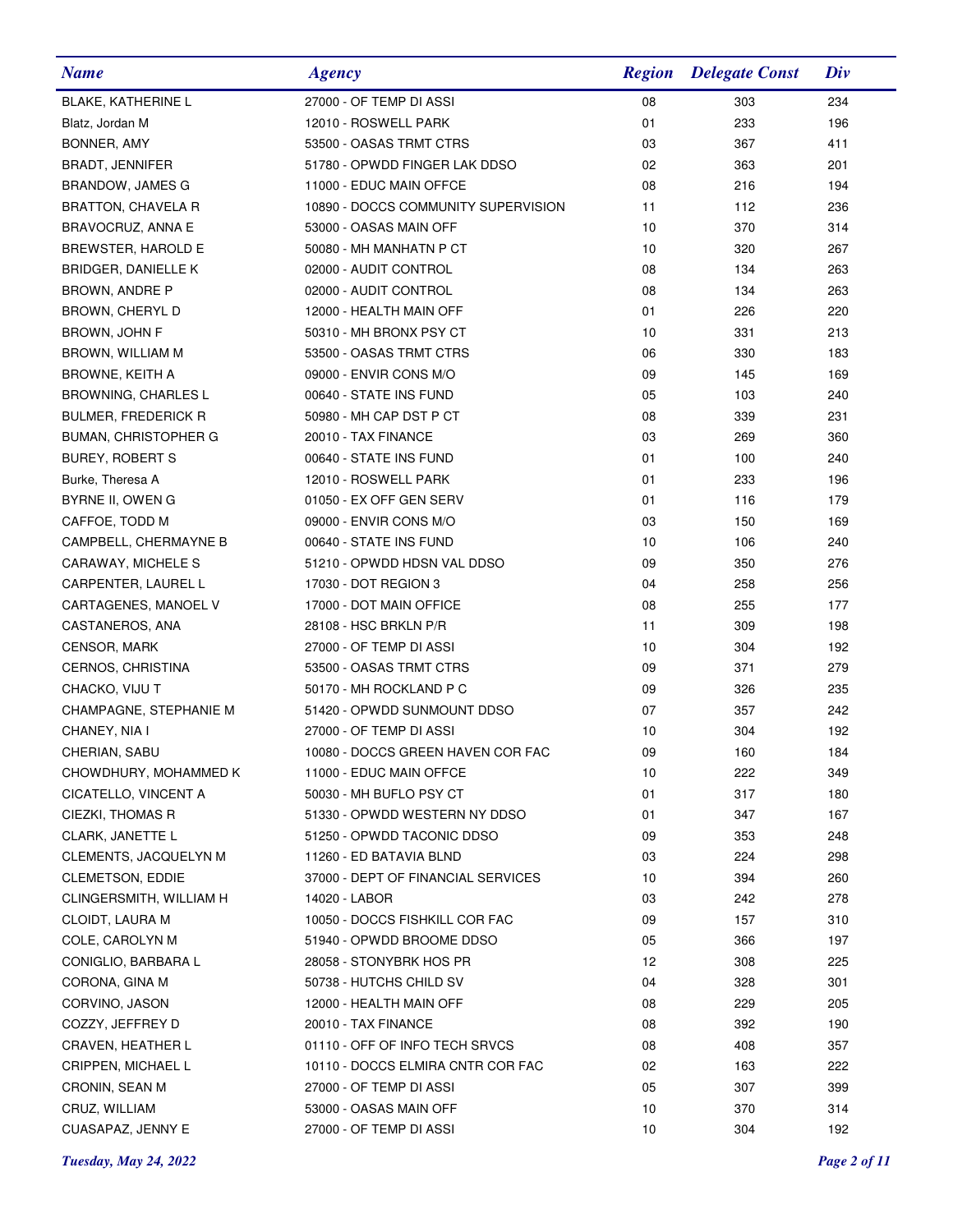| Name | Agency | Region | Delegate Const | Div |
|---|---|---|---|---|
| BLAKE, KATHERINE L | 27000 - OF TEMP DI ASSI | 08 | 303 | 234 |
| Blatz, Jordan M | 12010 - ROSWELL PARK | 01 | 233 | 196 |
| BONNER, AMY | 53500 - OASAS TRMT CTRS | 03 | 367 | 411 |
| BRADT, JENNIFER | 51780 - OPWDD FINGER LAK DDSO | 02 | 363 | 201 |
| BRANDOW, JAMES G | 11000 - EDUC MAIN OFFCE | 08 | 216 | 194 |
| BRATTON, CHAVELA R | 10890 - DOCCS COMMUNITY SUPERVISION | 11 | 112 | 236 |
| BRAVOCRUZ, ANNA E | 53000 - OASAS MAIN OFF | 10 | 370 | 314 |
| BREWSTER, HAROLD E | 50080 - MH MANHATN P CT | 10 | 320 | 267 |
| BRIDGER, DANIELLE K | 02000 - AUDIT CONTROL | 08 | 134 | 263 |
| BROWN, ANDRE P | 02000 - AUDIT CONTROL | 08 | 134 | 263 |
| BROWN, CHERYL D | 12000 - HEALTH MAIN OFF | 01 | 226 | 220 |
| BROWN, JOHN F | 50310 - MH BRONX PSY CT | 10 | 331 | 213 |
| BROWN, WILLIAM M | 53500 - OASAS TRMT CTRS | 06 | 330 | 183 |
| BROWNE, KEITH A | 09000 - ENVIR CONS M/O | 09 | 145 | 169 |
| BROWNING, CHARLES L | 00640 - STATE INS FUND | 05 | 103 | 240 |
| BULMER, FREDERICK R | 50980 - MH CAP DST P CT | 08 | 339 | 231 |
| BUMAN, CHRISTOPHER G | 20010 - TAX FINANCE | 03 | 269 | 360 |
| BUREY, ROBERT S | 00640 - STATE INS FUND | 01 | 100 | 240 |
| Burke, Theresa A | 12010 - ROSWELL PARK | 01 | 233 | 196 |
| BYRNE II, OWEN G | 01050 - EX OFF GEN SERV | 01 | 116 | 179 |
| CAFFOE, TODD M | 09000 - ENVIR CONS M/O | 03 | 150 | 169 |
| CAMPBELL, CHERMAYNE B | 00640 - STATE INS FUND | 10 | 106 | 240 |
| CARAWAY, MICHELE S | 51210 - OPWDD HDSN VAL DDSO | 09 | 350 | 276 |
| CARPENTER, LAUREL L | 17030 - DOT REGION 3 | 04 | 258 | 256 |
| CARTAGENES, MANOEL V | 17000 - DOT MAIN OFFICE | 08 | 255 | 177 |
| CASTANEROS, ANA | 28108 - HSC BRKLN P/R | 11 | 309 | 198 |
| CENSOR, MARK | 27000 - OF TEMP DI ASSI | 10 | 304 | 192 |
| CERNOS, CHRISTINA | 53500 - OASAS TRMT CTRS | 09 | 371 | 279 |
| CHACKO, VIJU T | 50170 - MH ROCKLAND P C | 09 | 326 | 235 |
| CHAMPAGNE, STEPHANIE M | 51420 - OPWDD SUNMOUNT DDSO | 07 | 357 | 242 |
| CHANEY, NIA I | 27000 - OF TEMP DI ASSI | 10 | 304 | 192 |
| CHERIAN, SABU | 10080 - DOCCS GREEN HAVEN COR FAC | 09 | 160 | 184 |
| CHOWDHURY, MOHAMMED K | 11000 - EDUC MAIN OFFCE | 10 | 222 | 349 |
| CICATELLO, VINCENT A | 50030 - MH BUFLO PSY CT | 01 | 317 | 180 |
| CIEZKI, THOMAS R | 51330 - OPWDD WESTERN NY DDSO | 01 | 347 | 167 |
| CLARK, JANETTE L | 51250 - OPWDD TACONIC DDSO | 09 | 353 | 248 |
| CLEMENTS, JACQUELYN M | 11260 - ED BATAVIA BLND | 03 | 224 | 298 |
| CLEMETSON, EDDIE | 37000 - DEPT OF FINANCIAL SERVICES | 10 | 394 | 260 |
| CLINGERSMITH, WILLIAM H | 14020 - LABOR | 03 | 242 | 278 |
| CLOIDT, LAURA M | 10050 - DOCCS FISHKILL COR FAC | 09 | 157 | 310 |
| COLE, CAROLYN M | 51940 - OPWDD BROOME DDSO | 05 | 366 | 197 |
| CONIGLIO, BARBARA L | 28058 - STONYBRK HOS PR | 12 | 308 | 225 |
| CORONA, GINA M | 50738 - HUTCHS CHILD SV | 04 | 328 | 301 |
| CORVINO, JASON | 12000 - HEALTH MAIN OFF | 08 | 229 | 205 |
| COZZY, JEFFREY D | 20010 - TAX FINANCE | 08 | 392 | 190 |
| CRAVEN, HEATHER L | 01110 - OFF OF INFO TECH SRVCS | 08 | 408 | 357 |
| CRIPPEN, MICHAEL L | 10110 - DOCCS ELMIRA CNTR COR FAC | 02 | 163 | 222 |
| CRONIN, SEAN M | 27000 - OF TEMP DI ASSI | 05 | 307 | 399 |
| CRUZ, WILLIAM | 53000 - OASAS MAIN OFF | 10 | 370 | 314 |
| CUASAPAZ, JENNY E | 27000 - OF TEMP DI ASSI | 10 | 304 | 192 |

*Tuesday, May 24, 2022*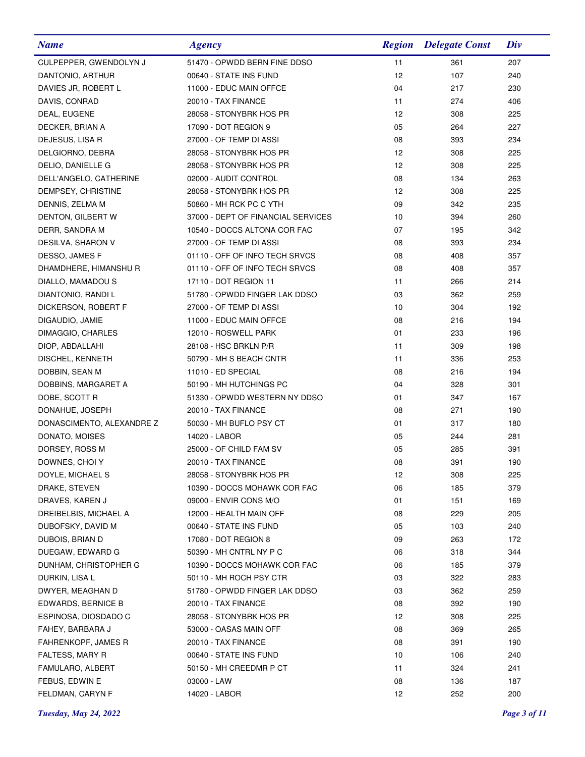| Name | Agency | Region | Delegate Const | Div |
|---|---|---|---|---|
| CULPEPPER, GWENDOLYN J | 51470 - OPWDD BERN FINE DDSO | 11 | 361 | 207 |
| DANTONIO, ARTHUR | 00640 - STATE INS FUND | 12 | 107 | 240 |
| DAVIES JR, ROBERT L | 11000 - EDUC MAIN OFFCE | 04 | 217 | 230 |
| DAVIS, CONRAD | 20010 - TAX FINANCE | 11 | 274 | 406 |
| DEAL, EUGENE | 28058 - STONYBRK HOS PR | 12 | 308 | 225 |
| DECKER, BRIAN A | 17090 - DOT REGION 9 | 05 | 264 | 227 |
| DEJESUS, LISA R | 27000 - OF TEMP DI ASSI | 08 | 393 | 234 |
| DELGIORNO, DEBRA | 28058 - STONYBRK HOS PR | 12 | 308 | 225 |
| DELIO, DANIELLE G | 28058 - STONYBRK HOS PR | 12 | 308 | 225 |
| DELL'ANGELO, CATHERINE | 02000 - AUDIT CONTROL | 08 | 134 | 263 |
| DEMPSEY, CHRISTINE | 28058 - STONYBRK HOS PR | 12 | 308 | 225 |
| DENNIS, ZELMA M | 50860 - MH RCK PC C YTH | 09 | 342 | 235 |
| DENTON, GILBERT W | 37000 - DEPT OF FINANCIAL SERVICES | 10 | 394 | 260 |
| DERR, SANDRA M | 10540 - DOCCS ALTONA COR FAC | 07 | 195 | 342 |
| DESILVA, SHARON V | 27000 - OF TEMP DI ASSI | 08 | 393 | 234 |
| DESSO, JAMES F | 01110 - OFF OF INFO TECH SRVCS | 08 | 408 | 357 |
| DHAMDHERE, HIMANSHU R | 01110 - OFF OF INFO TECH SRVCS | 08 | 408 | 357 |
| DIALLO, MAMADOU S | 17110 - DOT REGION 11 | 11 | 266 | 214 |
| DIANTONIO, RANDI L | 51780 - OPWDD FINGER LAK DDSO | 03 | 362 | 259 |
| DICKERSON, ROBERT F | 27000 - OF TEMP DI ASSI | 10 | 304 | 192 |
| DIGAUDIO, JAMIE | 11000 - EDUC MAIN OFFCE | 08 | 216 | 194 |
| DIMAGGIO, CHARLES | 12010 - ROSWELL PARK | 01 | 233 | 196 |
| DIOP, ABDALLAHI | 28108 - HSC BRKLN P/R | 11 | 309 | 198 |
| DISCHEL, KENNETH | 50790 - MH S BEACH CNTR | 11 | 336 | 253 |
| DOBBIN, SEAN M | 11010 - ED SPECIAL | 08 | 216 | 194 |
| DOBBINS, MARGARET A | 50190 - MH HUTCHINGS PC | 04 | 328 | 301 |
| DOBE, SCOTT R | 51330 - OPWDD WESTERN NY DDSO | 01 | 347 | 167 |
| DONAHUE, JOSEPH | 20010 - TAX FINANCE | 08 | 271 | 190 |
| DONASCIMENTO, ALEXANDRE Z | 50030 - MH BUFLO PSY CT | 01 | 317 | 180 |
| DONATO, MOISES | 14020 - LABOR | 05 | 244 | 281 |
| DORSEY, ROSS M | 25000 - OF CHILD FAM SV | 05 | 285 | 391 |
| DOWNES, CHOI Y | 20010 - TAX FINANCE | 08 | 391 | 190 |
| DOYLE, MICHAEL S | 28058 - STONYBRK HOS PR | 12 | 308 | 225 |
| DRAKE, STEVEN | 10390 - DOCCS MOHAWK COR FAC | 06 | 185 | 379 |
| DRAVES, KAREN J | 09000 - ENVIR CONS M/O | 01 | 151 | 169 |
| DREIBELBIS, MICHAEL A | 12000 - HEALTH MAIN OFF | 08 | 229 | 205 |
| DUBOFSKY, DAVID M | 00640 - STATE INS FUND | 05 | 103 | 240 |
| DUBOIS, BRIAN D | 17080 - DOT REGION 8 | 09 | 263 | 172 |
| DUEGAW, EDWARD G | 50390 - MH CNTRL NY P C | 06 | 318 | 344 |
| DUNHAM, CHRISTOPHER G | 10390 - DOCCS MOHAWK COR FAC | 06 | 185 | 379 |
| DURKIN, LISA L | 50110 - MH ROCH PSY CTR | 03 | 322 | 283 |
| DWYER, MEAGHAN D | 51780 - OPWDD FINGER LAK DDSO | 03 | 362 | 259 |
| EDWARDS, BERNICE B | 20010 - TAX FINANCE | 08 | 392 | 190 |
| ESPINOSA, DIOSDADO C | 28058 - STONYBRK HOS PR | 12 | 308 | 225 |
| FAHEY, BARBARA J | 53000 - OASAS MAIN OFF | 08 | 369 | 265 |
| FAHRENKOPF, JAMES R | 20010 - TAX FINANCE | 08 | 391 | 190 |
| FALTESS, MARY R | 00640 - STATE INS FUND | 10 | 106 | 240 |
| FAMULARO, ALBERT | 50150 - MH CREEDMR P CT | 11 | 324 | 241 |
| FEBUS, EDWIN E | 03000 - LAW | 08 | 136 | 187 |
| FELDMAN, CARYN F | 14020 - LABOR | 12 | 252 | 200 |

*Tuesday, May 24, 2022*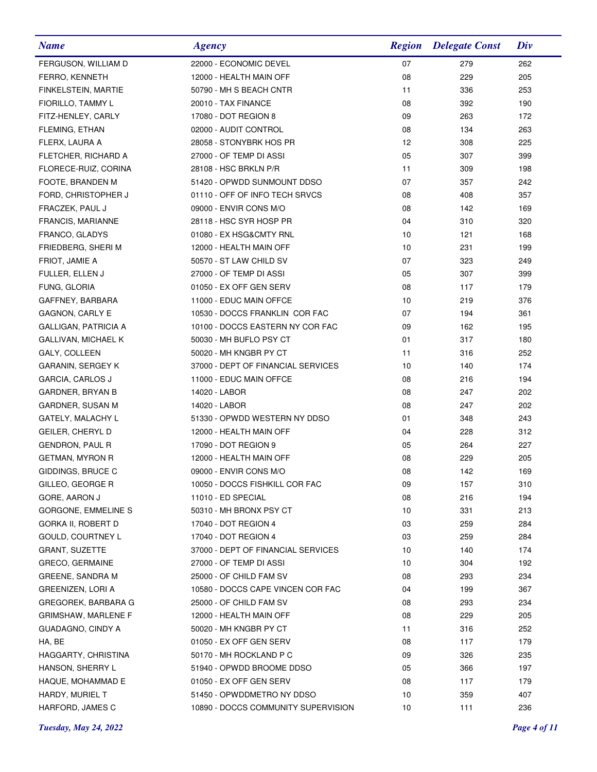| Name | Agency | Region | Delegate Const | Div |
|---|---|---|---|---|
| FERGUSON, WILLIAM D | 22000 - ECONOMIC DEVEL | 07 | 279 | 262 |
| FERRO, KENNETH | 12000 - HEALTH MAIN OFF | 08 | 229 | 205 |
| FINKELSTEIN, MARTIE | 50790 - MH S BEACH CNTR | 11 | 336 | 253 |
| FIORILLO, TAMMY L | 20010 - TAX FINANCE | 08 | 392 | 190 |
| FITZ-HENLEY, CARLY | 17080 - DOT REGION 8 | 09 | 263 | 172 |
| FLEMING, ETHAN | 02000 - AUDIT CONTROL | 08 | 134 | 263 |
| FLERX, LAURA A | 28058 - STONYBRK HOS PR | 12 | 308 | 225 |
| FLETCHER, RICHARD A | 27000 - OF TEMP DI ASSI | 05 | 307 | 399 |
| FLORECE-RUIZ, CORINA | 28108 - HSC BRKLN P/R | 11 | 309 | 198 |
| FOOTE, BRANDEN M | 51420 - OPWDD SUNMOUNT DDSO | 07 | 357 | 242 |
| FORD, CHRISTOPHER J | 01110 - OFF OF INFO TECH SRVCS | 08 | 408 | 357 |
| FRACZEK, PAUL J | 09000 - ENVIR CONS M/O | 08 | 142 | 169 |
| FRANCIS, MARIANNE | 28118 - HSC SYR HOSP PR | 04 | 310 | 320 |
| FRANCO, GLADYS | 01080 - EX HSG&CMTY RNL | 10 | 121 | 168 |
| FRIEDBERG, SHERI M | 12000 - HEALTH MAIN OFF | 10 | 231 | 199 |
| FRIOT, JAMIE A | 50570 - ST LAW CHILD SV | 07 | 323 | 249 |
| FULLER, ELLEN J | 27000 - OF TEMP DI ASSI | 05 | 307 | 399 |
| FUNG, GLORIA | 01050 - EX OFF GEN SERV | 08 | 117 | 179 |
| GAFFNEY, BARBARA | 11000 - EDUC MAIN OFFCE | 10 | 219 | 376 |
| GAGNON, CARLY E | 10530 - DOCCS FRANKLIN COR FAC | 07 | 194 | 361 |
| GALLIGAN, PATRICIA A | 10100 - DOCCS EASTERN NY COR FAC | 09 | 162 | 195 |
| GALLIVAN, MICHAEL K | 50030 - MH BUFLO PSY CT | 01 | 317 | 180 |
| GALY, COLLEEN | 50020 - MH KNGBR PY CT | 11 | 316 | 252 |
| GARANIN, SERGEY K | 37000 - DEPT OF FINANCIAL SERVICES | 10 | 140 | 174 |
| GARCIA, CARLOS J | 11000 - EDUC MAIN OFFCE | 08 | 216 | 194 |
| GARDNER, BRYAN B | 14020 - LABOR | 08 | 247 | 202 |
| GARDNER, SUSAN M | 14020 - LABOR | 08 | 247 | 202 |
| GATELY, MALACHY L | 51330 - OPWDD WESTERN NY DDSO | 01 | 348 | 243 |
| GEILER, CHERYL D | 12000 - HEALTH MAIN OFF | 04 | 228 | 312 |
| GENDRON, PAUL R | 17090 - DOT REGION 9 | 05 | 264 | 227 |
| GETMAN, MYRON R | 12000 - HEALTH MAIN OFF | 08 | 229 | 205 |
| GIDDINGS, BRUCE C | 09000 - ENVIR CONS M/O | 08 | 142 | 169 |
| GILLEO, GEORGE R | 10050 - DOCCS FISHKILL COR FAC | 09 | 157 | 310 |
| GORE, AARON J | 11010 - ED SPECIAL | 08 | 216 | 194 |
| GORGONE, EMMELINE S | 50310 - MH BRONX PSY CT | 10 | 331 | 213 |
| GORKA II, ROBERT D | 17040 - DOT REGION 4 | 03 | 259 | 284 |
| GOULD, COURTNEY L | 17040 - DOT REGION 4 | 03 | 259 | 284 |
| GRANT, SUZETTE | 37000 - DEPT OF FINANCIAL SERVICES | 10 | 140 | 174 |
| GRECO, GERMAINE | 27000 - OF TEMP DI ASSI | 10 | 304 | 192 |
| GREENE, SANDRA M | 25000 - OF CHILD FAM SV | 08 | 293 | 234 |
| GREENIZEN, LORI A | 10580 - DOCCS CAPE VINCEN COR FAC | 04 | 199 | 367 |
| GREGOREK, BARBARA G | 25000 - OF CHILD FAM SV | 08 | 293 | 234 |
| GRIMSHAW, MARLENE F | 12000 - HEALTH MAIN OFF | 08 | 229 | 205 |
| GUADAGNO, CINDY A | 50020 - MH KNGBR PY CT | 11 | 316 | 252 |
| HA, BE | 01050 - EX OFF GEN SERV | 08 | 117 | 179 |
| HAGGARTY, CHRISTINA | 50170 - MH ROCKLAND P C | 09 | 326 | 235 |
| HANSON, SHERRY L | 51940 - OPWDD BROOME DDSO | 05 | 366 | 197 |
| HAQUE, MOHAMMAD E | 01050 - EX OFF GEN SERV | 08 | 117 | 179 |
| HARDY, MURIEL T | 51450 - OPWDDMETRO NY DDSO | 10 | 359 | 407 |
| HARFORD, JAMES C | 10890 - DOCCS COMMUNITY SUPERVISION | 10 | 111 | 236 |

*Tuesday, May 24, 2022*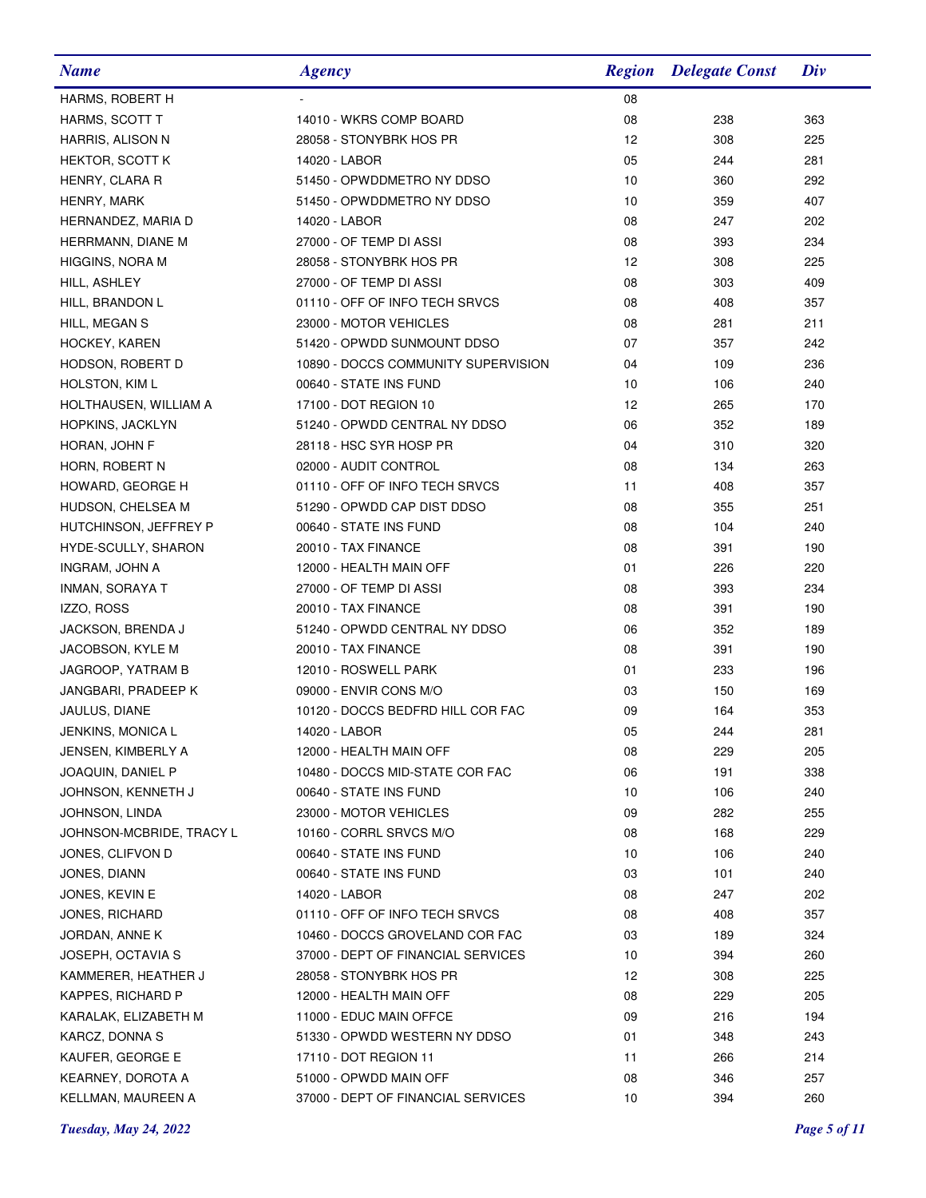| Name | Agency | Region | Delegate Const | Div |
|---|---|---|---|---|
| HARMS, ROBERT H | - | 08 | | |
| HARMS, SCOTT T | 14010 - WKRS COMP BOARD | 08 | 238 | 363 |
| HARRIS, ALISON N | 28058 - STONYBRK HOS PR | 12 | 308 | 225 |
| HEKTOR, SCOTT K | 14020 - LABOR | 05 | 244 | 281 |
| HENRY, CLARA R | 51450 - OPWDDMETRO NY DDSO | 10 | 360 | 292 |
| HENRY, MARK | 51450 - OPWDDMETRO NY DDSO | 10 | 359 | 407 |
| HERNANDEZ, MARIA D | 14020 - LABOR | 08 | 247 | 202 |
| HERRMANN, DIANE M | 27000 - OF TEMP DI ASSI | 08 | 393 | 234 |
| HIGGINS, NORA M | 28058 - STONYBRK HOS PR | 12 | 308 | 225 |
| HILL, ASHLEY | 27000 - OF TEMP DI ASSI | 08 | 303 | 409 |
| HILL, BRANDON L | 01110 - OFF OF INFO TECH SRVCS | 08 | 408 | 357 |
| HILL, MEGAN S | 23000 - MOTOR VEHICLES | 08 | 281 | 211 |
| HOCKEY, KAREN | 51420 - OPWDD SUNMOUNT DDSO | 07 | 357 | 242 |
| HODSON, ROBERT D | 10890 - DOCCS COMMUNITY SUPERVISION | 04 | 109 | 236 |
| HOLSTON, KIM L | 00640 - STATE INS FUND | 10 | 106 | 240 |
| HOLTHAUSEN, WILLIAM A | 17100 - DOT REGION 10 | 12 | 265 | 170 |
| HOPKINS, JACKLYN | 51240 - OPWDD CENTRAL NY DDSO | 06 | 352 | 189 |
| HORAN, JOHN F | 28118 - HSC SYR HOSP PR | 04 | 310 | 320 |
| HORN, ROBERT N | 02000 - AUDIT CONTROL | 08 | 134 | 263 |
| HOWARD, GEORGE H | 01110 - OFF OF INFO TECH SRVCS | 11 | 408 | 357 |
| HUDSON, CHELSEA M | 51290 - OPWDD CAP DIST DDSO | 08 | 355 | 251 |
| HUTCHINSON, JEFFREY P | 00640 - STATE INS FUND | 08 | 104 | 240 |
| HYDE-SCULLY, SHARON | 20010 - TAX FINANCE | 08 | 391 | 190 |
| INGRAM, JOHN A | 12000 - HEALTH MAIN OFF | 01 | 226 | 220 |
| INMAN, SORAYA T | 27000 - OF TEMP DI ASSI | 08 | 393 | 234 |
| IZZO, ROSS | 20010 - TAX FINANCE | 08 | 391 | 190 |
| JACKSON, BRENDA J | 51240 - OPWDD CENTRAL NY DDSO | 06 | 352 | 189 |
| JACOBSON, KYLE M | 20010 - TAX FINANCE | 08 | 391 | 190 |
| JAGROOP, YATRAM B | 12010 - ROSWELL PARK | 01 | 233 | 196 |
| JANGBARI, PRADEEP K | 09000 - ENVIR CONS M/O | 03 | 150 | 169 |
| JAULUS, DIANE | 10120 - DOCCS BEDFRD HILL COR FAC | 09 | 164 | 353 |
| JENKINS, MONICA L | 14020 - LABOR | 05 | 244 | 281 |
| JENSEN, KIMBERLY A | 12000 - HEALTH MAIN OFF | 08 | 229 | 205 |
| JOAQUIN, DANIEL P | 10480 - DOCCS MID-STATE COR FAC | 06 | 191 | 338 |
| JOHNSON, KENNETH J | 00640 - STATE INS FUND | 10 | 106 | 240 |
| JOHNSON, LINDA | 23000 - MOTOR VEHICLES | 09 | 282 | 255 |
| JOHNSON-MCBRIDE, TRACY L | 10160 - CORRL SRVCS M/O | 08 | 168 | 229 |
| JONES, CLIFVON D | 00640 - STATE INS FUND | 10 | 106 | 240 |
| JONES, DIANN | 00640 - STATE INS FUND | 03 | 101 | 240 |
| JONES, KEVIN E | 14020 - LABOR | 08 | 247 | 202 |
| JONES, RICHARD | 01110 - OFF OF INFO TECH SRVCS | 08 | 408 | 357 |
| JORDAN, ANNE K | 10460 - DOCCS GROVELAND COR FAC | 03 | 189 | 324 |
| JOSEPH, OCTAVIA S | 37000 - DEPT OF FINANCIAL SERVICES | 10 | 394 | 260 |
| KAMMERER, HEATHER J | 28058 - STONYBRK HOS PR | 12 | 308 | 225 |
| KAPPES, RICHARD P | 12000 - HEALTH MAIN OFF | 08 | 229 | 205 |
| KARALAK, ELIZABETH M | 11000 - EDUC MAIN OFFCE | 09 | 216 | 194 |
| KARCZ, DONNA S | 51330 - OPWDD WESTERN NY DDSO | 01 | 348 | 243 |
| KAUFER, GEORGE E | 17110 - DOT REGION 11 | 11 | 266 | 214 |
| KEARNEY, DOROTA A | 51000 - OPWDD MAIN OFF | 08 | 346 | 257 |
| KELLMAN, MAUREEN A | 37000 - DEPT OF FINANCIAL SERVICES | 10 | 394 | 260 |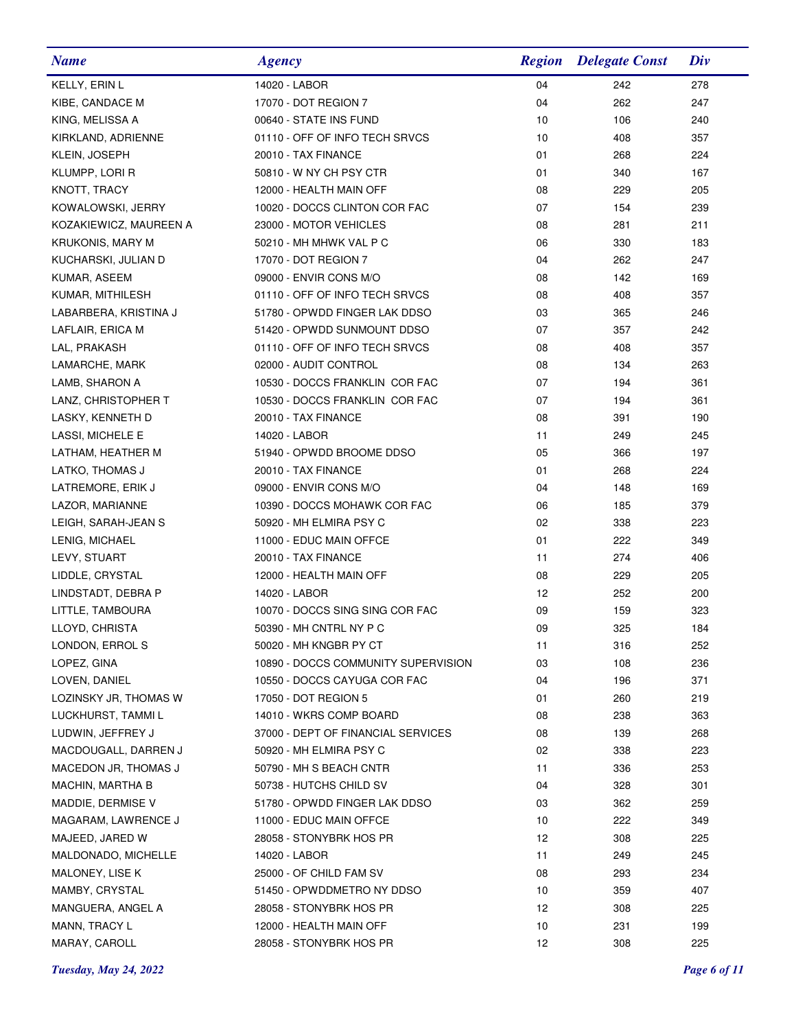| Name | Agency | Region | Delegate Const | Div |
|---|---|---|---|---|
| KELLY, ERIN L | 14020 - LABOR | 04 | 242 | 278 |
| KIBE, CANDACE M | 17070 - DOT REGION 7 | 04 | 262 | 247 |
| KING, MELISSA A | 00640 - STATE INS FUND | 10 | 106 | 240 |
| KIRKLAND, ADRIENNE | 01110 - OFF OF INFO TECH SRVCS | 10 | 408 | 357 |
| KLEIN, JOSEPH | 20010 - TAX FINANCE | 01 | 268 | 224 |
| KLUMPP, LORI R | 50810 - W NY CH PSY CTR | 01 | 340 | 167 |
| KNOTT, TRACY | 12000 - HEALTH MAIN OFF | 08 | 229 | 205 |
| KOWALOWSKI, JERRY | 10020 - DOCCS CLINTON COR FAC | 07 | 154 | 239 |
| KOZAKIEWICZ, MAUREEN A | 23000 - MOTOR VEHICLES | 08 | 281 | 211 |
| KRUKONIS, MARY M | 50210 - MH MHWK VAL P C | 06 | 330 | 183 |
| KUCHARSKI, JULIAN D | 17070 - DOT REGION 7 | 04 | 262 | 247 |
| KUMAR, ASEEM | 09000 - ENVIR CONS M/O | 08 | 142 | 169 |
| KUMAR, MITHILESH | 01110 - OFF OF INFO TECH SRVCS | 08 | 408 | 357 |
| LABARBERA, KRISTINA J | 51780 - OPWDD FINGER LAK DDSO | 03 | 365 | 246 |
| LAFLAIR, ERICA M | 51420 - OPWDD SUNMOUNT DDSO | 07 | 357 | 242 |
| LAL, PRAKASH | 01110 - OFF OF INFO TECH SRVCS | 08 | 408 | 357 |
| LAMARCHE, MARK | 02000 - AUDIT CONTROL | 08 | 134 | 263 |
| LAMB, SHARON A | 10530 - DOCCS FRANKLIN COR FAC | 07 | 194 | 361 |
| LANZ, CHRISTOPHER T | 10530 - DOCCS FRANKLIN COR FAC | 07 | 194 | 361 |
| LASKY, KENNETH D | 20010 - TAX FINANCE | 08 | 391 | 190 |
| LASSI, MICHELE E | 14020 - LABOR | 11 | 249 | 245 |
| LATHAM, HEATHER M | 51940 - OPWDD BROOME DDSO | 05 | 366 | 197 |
| LATKO, THOMAS J | 20010 - TAX FINANCE | 01 | 268 | 224 |
| LATREMORE, ERIK J | 09000 - ENVIR CONS M/O | 04 | 148 | 169 |
| LAZOR, MARIANNE | 10390 - DOCCS MOHAWK COR FAC | 06 | 185 | 379 |
| LEIGH, SARAH-JEAN S | 50920 - MH ELMIRA PSY C | 02 | 338 | 223 |
| LENIG, MICHAEL | 11000 - EDUC MAIN OFFCE | 01 | 222 | 349 |
| LEVY, STUART | 20010 - TAX FINANCE | 11 | 274 | 406 |
| LIDDLE, CRYSTAL | 12000 - HEALTH MAIN OFF | 08 | 229 | 205 |
| LINDSTADT, DEBRA P | 14020 - LABOR | 12 | 252 | 200 |
| LITTLE, TAMBOURA | 10070 - DOCCS SING SING COR FAC | 09 | 159 | 323 |
| LLOYD, CHRISTA | 50390 - MH CNTRL NY P C | 09 | 325 | 184 |
| LONDON, ERROL S | 50020 - MH KNGBR PY CT | 11 | 316 | 252 |
| LOPEZ, GINA | 10890 - DOCCS COMMUNITY SUPERVISION | 03 | 108 | 236 |
| LOVEN, DANIEL | 10550 - DOCCS CAYUGA COR FAC | 04 | 196 | 371 |
| LOZINSKY JR, THOMAS W | 17050 - DOT REGION 5 | 01 | 260 | 219 |
| LUCKHURST, TAMMI L | 14010 - WKRS COMP BOARD | 08 | 238 | 363 |
| LUDWIN, JEFFREY J | 37000 - DEPT OF FINANCIAL SERVICES | 08 | 139 | 268 |
| MACDOUGALL, DARREN J | 50920 - MH ELMIRA PSY C | 02 | 338 | 223 |
| MACEDON JR, THOMAS J | 50790 - MH S BEACH CNTR | 11 | 336 | 253 |
| MACHIN, MARTHA B | 50738 - HUTCHS CHILD SV | 04 | 328 | 301 |
| MADDIE, DERMISE V | 51780 - OPWDD FINGER LAK DDSO | 03 | 362 | 259 |
| MAGARAM, LAWRENCE J | 11000 - EDUC MAIN OFFCE | 10 | 222 | 349 |
| MAJEED, JARED W | 28058 - STONYBRK HOS PR | 12 | 308 | 225 |
| MALDONADO, MICHELLE | 14020 - LABOR | 11 | 249 | 245 |
| MALONEY, LISE K | 25000 - OF CHILD FAM SV | 08 | 293 | 234 |
| MAMBY, CRYSTAL | 51450 - OPWDDMETRO NY DDSO | 10 | 359 | 407 |
| MANGUERA, ANGEL A | 28058 - STONYBRK HOS PR | 12 | 308 | 225 |
| MANN, TRACY L | 12000 - HEALTH MAIN OFF | 10 | 231 | 199 |
| MARAY, CAROLL | 28058 - STONYBRK HOS PR | 12 | 308 | 225 |

*Tuesday, May 24, 2022*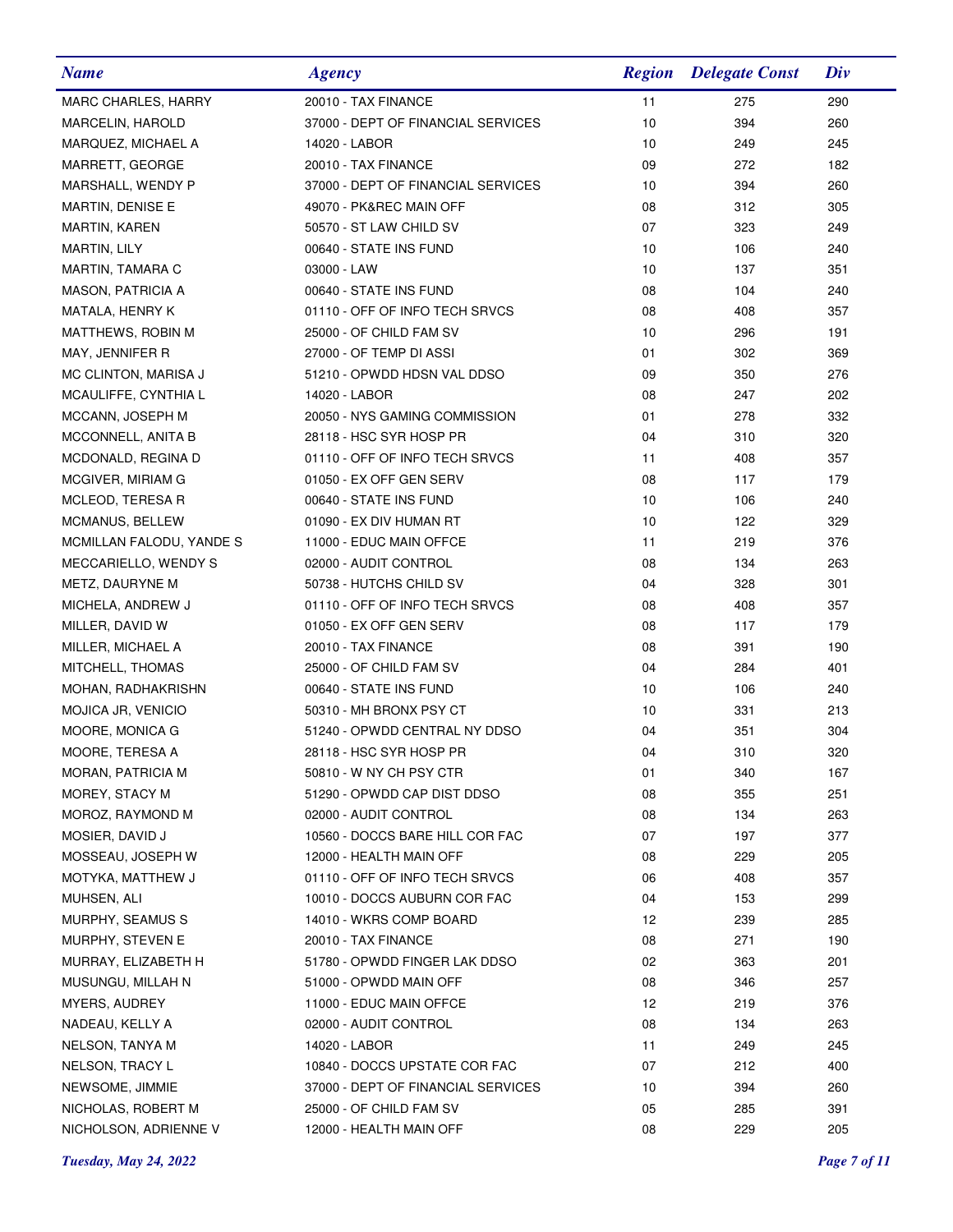| Name | Agency | Region | Delegate Const | Div |
|---|---|---|---|---|
| MARC CHARLES, HARRY | 20010 - TAX FINANCE | 11 | 275 | 290 |
| MARCELIN, HAROLD | 37000 - DEPT OF FINANCIAL SERVICES | 10 | 394 | 260 |
| MARQUEZ, MICHAEL A | 14020 - LABOR | 10 | 249 | 245 |
| MARRETT, GEORGE | 20010 - TAX FINANCE | 09 | 272 | 182 |
| MARSHALL, WENDY P | 37000 - DEPT OF FINANCIAL SERVICES | 10 | 394 | 260 |
| MARTIN, DENISE E | 49070 - PK&REC MAIN OFF | 08 | 312 | 305 |
| MARTIN, KAREN | 50570 - ST LAW CHILD SV | 07 | 323 | 249 |
| MARTIN, LILY | 00640 - STATE INS FUND | 10 | 106 | 240 |
| MARTIN, TAMARA C | 03000 - LAW | 10 | 137 | 351 |
| MASON, PATRICIA A | 00640 - STATE INS FUND | 08 | 104 | 240 |
| MATALA, HENRY K | 01110 - OFF OF INFO TECH SRVCS | 08 | 408 | 357 |
| MATTHEWS, ROBIN M | 25000 - OF CHILD FAM SV | 10 | 296 | 191 |
| MAY, JENNIFER R | 27000 - OF TEMP DI ASSI | 01 | 302 | 369 |
| MC CLINTON, MARISA J | 51210 - OPWDD HDSN VAL DDSO | 09 | 350 | 276 |
| MCAULIFFE, CYNTHIA L | 14020 - LABOR | 08 | 247 | 202 |
| MCCANN, JOSEPH M | 20050 - NYS GAMING COMMISSION | 01 | 278 | 332 |
| MCCONNELL, ANITA B | 28118 - HSC SYR HOSP PR | 04 | 310 | 320 |
| MCDONALD, REGINA D | 01110 - OFF OF INFO TECH SRVCS | 11 | 408 | 357 |
| MCGIVER, MIRIAM G | 01050 - EX OFF GEN SERV | 08 | 117 | 179 |
| MCLEOD, TERESA R | 00640 - STATE INS FUND | 10 | 106 | 240 |
| MCMANUS, BELLEW | 01090 - EX DIV HUMAN RT | 10 | 122 | 329 |
| MCMILLAN FALODU, YANDE S | 11000 - EDUC MAIN OFFCE | 11 | 219 | 376 |
| MECCARIELLO, WENDY S | 02000 - AUDIT CONTROL | 08 | 134 | 263 |
| METZ, DAURYNE M | 50738 - HUTCHS CHILD SV | 04 | 328 | 301 |
| MICHELA, ANDREW J | 01110 - OFF OF INFO TECH SRVCS | 08 | 408 | 357 |
| MILLER, DAVID W | 01050 - EX OFF GEN SERV | 08 | 117 | 179 |
| MILLER, MICHAEL A | 20010 - TAX FINANCE | 08 | 391 | 190 |
| MITCHELL, THOMAS | 25000 - OF CHILD FAM SV | 04 | 284 | 401 |
| MOHAN, RADHAKRISHN | 00640 - STATE INS FUND | 10 | 106 | 240 |
| MOJICA JR, VENICIO | 50310 - MH BRONX PSY CT | 10 | 331 | 213 |
| MOORE, MONICA G | 51240 - OPWDD CENTRAL NY DDSO | 04 | 351 | 304 |
| MOORE, TERESA A | 28118 - HSC SYR HOSP PR | 04 | 310 | 320 |
| MORAN, PATRICIA M | 50810 - W NY CH PSY CTR | 01 | 340 | 167 |
| MOREY, STACY M | 51290 - OPWDD CAP DIST DDSO | 08 | 355 | 251 |
| MOROZ, RAYMOND M | 02000 - AUDIT CONTROL | 08 | 134 | 263 |
| MOSIER, DAVID J | 10560 - DOCCS BARE HILL COR FAC | 07 | 197 | 377 |
| MOSSEAU, JOSEPH W | 12000 - HEALTH MAIN OFF | 08 | 229 | 205 |
| MOTYKA, MATTHEW J | 01110 - OFF OF INFO TECH SRVCS | 06 | 408 | 357 |
| MUHSEN, ALI | 10010 - DOCCS AUBURN COR FAC | 04 | 153 | 299 |
| MURPHY, SEAMUS S | 14010 - WKRS COMP BOARD | 12 | 239 | 285 |
| MURPHY, STEVEN E | 20010 - TAX FINANCE | 08 | 271 | 190 |
| MURRAY, ELIZABETH H | 51780 - OPWDD FINGER LAK DDSO | 02 | 363 | 201 |
| MUSUNGU, MILLAH N | 51000 - OPWDD MAIN OFF | 08 | 346 | 257 |
| MYERS, AUDREY | 11000 - EDUC MAIN OFFCE | 12 | 219 | 376 |
| NADEAU, KELLY A | 02000 - AUDIT CONTROL | 08 | 134 | 263 |
| NELSON, TANYA M | 14020 - LABOR | 11 | 249 | 245 |
| NELSON, TRACY L | 10840 - DOCCS UPSTATE COR FAC | 07 | 212 | 400 |
| NEWSOME, JIMMIE | 37000 - DEPT OF FINANCIAL SERVICES | 10 | 394 | 260 |
| NICHOLAS, ROBERT M | 25000 - OF CHILD FAM SV | 05 | 285 | 391 |
| NICHOLSON, ADRIENNE V | 12000 - HEALTH MAIN OFF | 08 | 229 | 205 |

*Tuesday, May 24, 2022*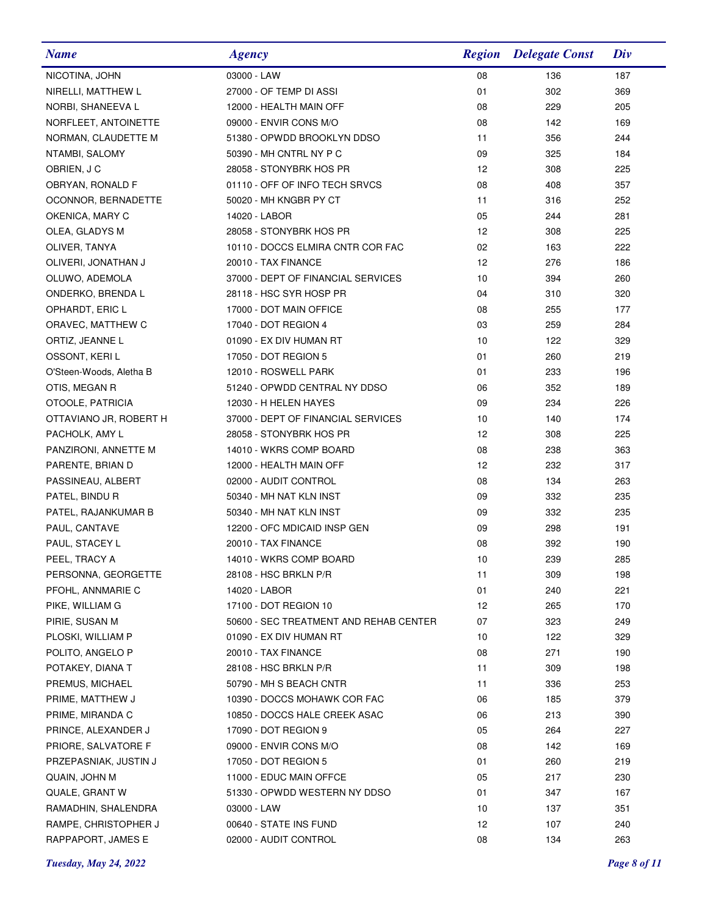| Name | Agency | Region | Delegate Const | Div |
|---|---|---|---|---|
| NICOTINA, JOHN | 03000 - LAW | 08 | 136 | 187 |
| NIRELLI, MATTHEW L | 27000 - OF TEMP DI ASSI | 01 | 302 | 369 |
| NORBI, SHANEEVA L | 12000 - HEALTH MAIN OFF | 08 | 229 | 205 |
| NORFLEET, ANTOINETTE | 09000 - ENVIR CONS M/O | 08 | 142 | 169 |
| NORMAN, CLAUDETTE M | 51380 - OPWDD BROOKLYN DDSO | 11 | 356 | 244 |
| NTAMBI, SALOMY | 50390 - MH CNTRL NY P C | 09 | 325 | 184 |
| OBRIEN, J C | 28058 - STONYBRK HOS PR | 12 | 308 | 225 |
| OBRYAN, RONALD F | 01110 - OFF OF INFO TECH SRVCS | 08 | 408 | 357 |
| OCONNOR, BERNADETTE | 50020 - MH KNGBR PY CT | 11 | 316 | 252 |
| OKENICA, MARY C | 14020 - LABOR | 05 | 244 | 281 |
| OLEA, GLADYS M | 28058 - STONYBRK HOS PR | 12 | 308 | 225 |
| OLIVER, TANYA | 10110 - DOCCS ELMIRA CNTR COR FAC | 02 | 163 | 222 |
| OLIVERI, JONATHAN J | 20010 - TAX FINANCE | 12 | 276 | 186 |
| OLUWO, ADEMOLA | 37000 - DEPT OF FINANCIAL SERVICES | 10 | 394 | 260 |
| ONDERKO, BRENDA L | 28118 - HSC SYR HOSP PR | 04 | 310 | 320 |
| OPHARDT, ERIC L | 17000 - DOT MAIN OFFICE | 08 | 255 | 177 |
| ORAVEC, MATTHEW C | 17040 - DOT REGION 4 | 03 | 259 | 284 |
| ORTIZ, JEANNE L | 01090 - EX DIV HUMAN RT | 10 | 122 | 329 |
| OSSONT, KERI L | 17050 - DOT REGION 5 | 01 | 260 | 219 |
| O'Steen-Woods, Aletha B | 12010 - ROSWELL PARK | 01 | 233 | 196 |
| OTIS, MEGAN R | 51240 - OPWDD CENTRAL NY DDSO | 06 | 352 | 189 |
| OTOOLE, PATRICIA | 12030 - H HELEN HAYES | 09 | 234 | 226 |
| OTTAVIANO JR, ROBERT H | 37000 - DEPT OF FINANCIAL SERVICES | 10 | 140 | 174 |
| PACHOLK, AMY L | 28058 - STONYBRK HOS PR | 12 | 308 | 225 |
| PANZIRONI, ANNETTE M | 14010 - WKRS COMP BOARD | 08 | 238 | 363 |
| PARENTE, BRIAN D | 12000 - HEALTH MAIN OFF | 12 | 232 | 317 |
| PASSINEAU, ALBERT | 02000 - AUDIT CONTROL | 08 | 134 | 263 |
| PATEL, BINDU R | 50340 - MH NAT KLN INST | 09 | 332 | 235 |
| PATEL, RAJANKUMAR B | 50340 - MH NAT KLN INST | 09 | 332 | 235 |
| PAUL, CANTAVE | 12200 - OFC MDICAID INSP GEN | 09 | 298 | 191 |
| PAUL, STACEY L | 20010 - TAX FINANCE | 08 | 392 | 190 |
| PEEL, TRACY A | 14010 - WKRS COMP BOARD | 10 | 239 | 285 |
| PERSONNA, GEORGETTE | 28108 - HSC BRKLN P/R | 11 | 309 | 198 |
| PFOHL, ANNMARIE C | 14020 - LABOR | 01 | 240 | 221 |
| PIKE, WILLIAM G | 17100 - DOT REGION 10 | 12 | 265 | 170 |
| PIRIE, SUSAN M | 50600 - SEC TREATMENT AND REHAB CENTER | 07 | 323 | 249 |
| PLOSKI, WILLIAM P | 01090 - EX DIV HUMAN RT | 10 | 122 | 329 |
| POLITO, ANGELO P | 20010 - TAX FINANCE | 08 | 271 | 190 |
| POTAKEY, DIANA T | 28108 - HSC BRKLN P/R | 11 | 309 | 198 |
| PREMUS, MICHAEL | 50790 - MH S BEACH CNTR | 11 | 336 | 253 |
| PRIME, MATTHEW J | 10390 - DOCCS MOHAWK COR FAC | 06 | 185 | 379 |
| PRIME, MIRANDA C | 10850 - DOCCS HALE CREEK ASAC | 06 | 213 | 390 |
| PRINCE, ALEXANDER J | 17090 - DOT REGION 9 | 05 | 264 | 227 |
| PRIORE, SALVATORE F | 09000 - ENVIR CONS M/O | 08 | 142 | 169 |
| PRZEPASNIAK, JUSTIN J | 17050 - DOT REGION 5 | 01 | 260 | 219 |
| QUAIN, JOHN M | 11000 - EDUC MAIN OFFCE | 05 | 217 | 230 |
| QUALE, GRANT W | 51330 - OPWDD WESTERN NY DDSO | 01 | 347 | 167 |
| RAMADHIN, SHALENDRA | 03000 - LAW | 10 | 137 | 351 |
| RAMPE, CHRISTOPHER J | 00640 - STATE INS FUND | 12 | 107 | 240 |
| RAPPAPORT, JAMES E | 02000 - AUDIT CONTROL | 08 | 134 | 263 |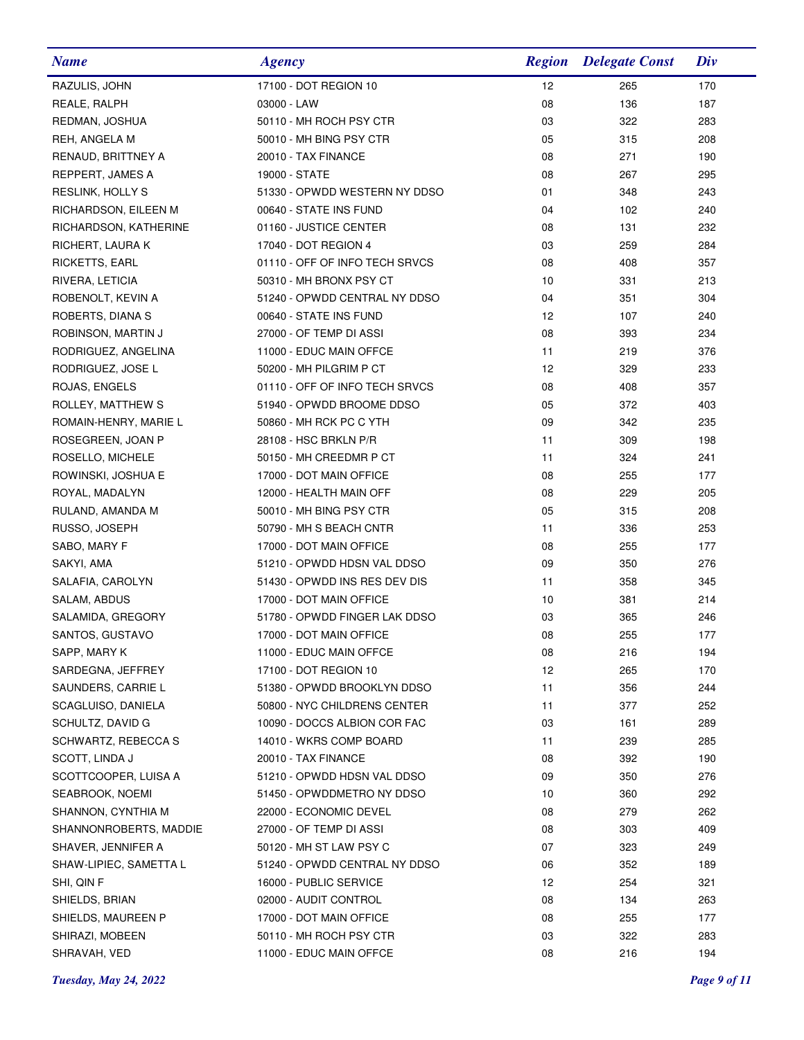| Name | Agency | Region | Delegate Const | Div |
|---|---|---|---|---|
| RAZULIS, JOHN | 17100 - DOT REGION 10 | 12 | 265 | 170 |
| REALE, RALPH | 03000 - LAW | 08 | 136 | 187 |
| REDMAN, JOSHUA | 50110 - MH ROCH PSY CTR | 03 | 322 | 283 |
| REH, ANGELA M | 50010 - MH BING PSY CTR | 05 | 315 | 208 |
| RENAUD, BRITTNEY A | 20010 - TAX FINANCE | 08 | 271 | 190 |
| REPPERT, JAMES A | 19000 - STATE | 08 | 267 | 295 |
| RESLINK, HOLLY S | 51330 - OPWDD WESTERN NY DDSO | 01 | 348 | 243 |
| RICHARDSON, EILEEN M | 00640 - STATE INS FUND | 04 | 102 | 240 |
| RICHARDSON, KATHERINE | 01160 - JUSTICE CENTER | 08 | 131 | 232 |
| RICHERT, LAURA K | 17040 - DOT REGION 4 | 03 | 259 | 284 |
| RICKETTS, EARL | 01110 - OFF OF INFO TECH SRVCS | 08 | 408 | 357 |
| RIVERA, LETICIA | 50310 - MH BRONX PSY CT | 10 | 331 | 213 |
| ROBENOLT, KEVIN A | 51240 - OPWDD CENTRAL NY DDSO | 04 | 351 | 304 |
| ROBERTS, DIANA S | 00640 - STATE INS FUND | 12 | 107 | 240 |
| ROBINSON, MARTIN J | 27000 - OF TEMP DI ASSI | 08 | 393 | 234 |
| RODRIGUEZ, ANGELINA | 11000 - EDUC MAIN OFFCE | 11 | 219 | 376 |
| RODRIGUEZ, JOSE L | 50200 - MH PILGRIM P CT | 12 | 329 | 233 |
| ROJAS, ENGELS | 01110 - OFF OF INFO TECH SRVCS | 08 | 408 | 357 |
| ROLLEY, MATTHEW S | 51940 - OPWDD BROOME DDSO | 05 | 372 | 403 |
| ROMAIN-HENRY, MARIE L | 50860 - MH RCK PC C YTH | 09 | 342 | 235 |
| ROSEGREEN, JOAN P | 28108 - HSC BRKLN P/R | 11 | 309 | 198 |
| ROSELLO, MICHELE | 50150 - MH CREEDMR P CT | 11 | 324 | 241 |
| ROWINSKI, JOSHUA E | 17000 - DOT MAIN OFFICE | 08 | 255 | 177 |
| ROYAL, MADALYN | 12000 - HEALTH MAIN OFF | 08 | 229 | 205 |
| RULAND, AMANDA M | 50010 - MH BING PSY CTR | 05 | 315 | 208 |
| RUSSO, JOSEPH | 50790 - MH S BEACH CNTR | 11 | 336 | 253 |
| SABO, MARY F | 17000 - DOT MAIN OFFICE | 08 | 255 | 177 |
| SAKYI, AMA | 51210 - OPWDD HDSN VAL DDSO | 09 | 350 | 276 |
| SALAFIA, CAROLYN | 51430 - OPWDD INS RES DEV DIS | 11 | 358 | 345 |
| SALAM, ABDUS | 17000 - DOT MAIN OFFICE | 10 | 381 | 214 |
| SALAMIDA, GREGORY | 51780 - OPWDD FINGER LAK DDSO | 03 | 365 | 246 |
| SANTOS, GUSTAVO | 17000 - DOT MAIN OFFICE | 08 | 255 | 177 |
| SAPP, MARY K | 11000 - EDUC MAIN OFFCE | 08 | 216 | 194 |
| SARDEGNA, JEFFREY | 17100 - DOT REGION 10 | 12 | 265 | 170 |
| SAUNDERS, CARRIE L | 51380 - OPWDD BROOKLYN DDSO | 11 | 356 | 244 |
| SCAGLUISO, DANIELA | 50800 - NYC CHILDRENS CENTER | 11 | 377 | 252 |
| SCHULTZ, DAVID G | 10090 - DOCCS ALBION COR FAC | 03 | 161 | 289 |
| SCHWARTZ, REBECCA S | 14010 - WKRS COMP BOARD | 11 | 239 | 285 |
| SCOTT, LINDA J | 20010 - TAX FINANCE | 08 | 392 | 190 |
| SCOTTCOOPER, LUISA A | 51210 - OPWDD HDSN VAL DDSO | 09 | 350 | 276 |
| SEABROOK, NOEMI | 51450 - OPWDDMETRO NY DDSO | 10 | 360 | 292 |
| SHANNON, CYNTHIA M | 22000 - ECONOMIC DEVEL | 08 | 279 | 262 |
| SHANNONROBERTS, MADDIE | 27000 - OF TEMP DI ASSI | 08 | 303 | 409 |
| SHAVER, JENNIFER A | 50120 - MH ST LAW PSY C | 07 | 323 | 249 |
| SHAW-LIPIEC, SAMETTA L | 51240 - OPWDD CENTRAL NY DDSO | 06 | 352 | 189 |
| SHI, QIN F | 16000 - PUBLIC SERVICE | 12 | 254 | 321 |
| SHIELDS, BRIAN | 02000 - AUDIT CONTROL | 08 | 134 | 263 |
| SHIELDS, MAUREEN P | 17000 - DOT MAIN OFFICE | 08 | 255 | 177 |
| SHIRAZI, MOBEEN | 50110 - MH ROCH PSY CTR | 03 | 322 | 283 |
| SHRAVAH, VED | 11000 - EDUC MAIN OFFCE | 08 | 216 | 194 |

*Tuesday, May 24, 2022*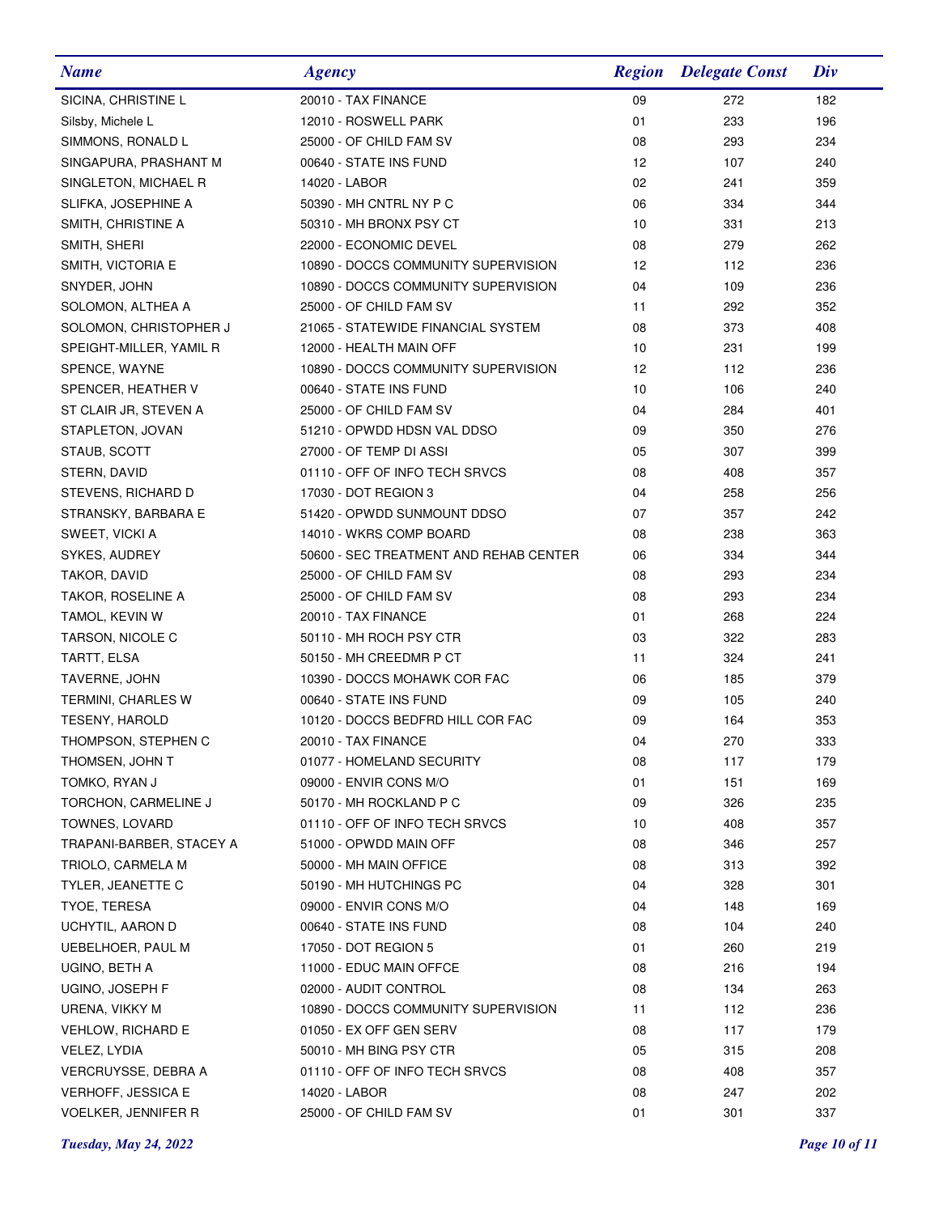| Name | Agency | Region | Delegate Const | Div |
|---|---|---|---|---|
| SICINA, CHRISTINE L | 20010 - TAX FINANCE | 09 | 272 | 182 |
| Silsby, Michele L | 12010 - ROSWELL PARK | 01 | 233 | 196 |
| SIMMONS, RONALD L | 25000 - OF CHILD FAM SV | 08 | 293 | 234 |
| SINGAPURA, PRASHANT M | 00640 - STATE INS FUND | 12 | 107 | 240 |
| SINGLETON, MICHAEL R | 14020 - LABOR | 02 | 241 | 359 |
| SLIFKA, JOSEPHINE A | 50390 - MH CNTRL NY P C | 06 | 334 | 344 |
| SMITH, CHRISTINE A | 50310 - MH BRONX PSY CT | 10 | 331 | 213 |
| SMITH, SHERI | 22000 - ECONOMIC DEVEL | 08 | 279 | 262 |
| SMITH, VICTORIA E | 10890 - DOCCS COMMUNITY SUPERVISION | 12 | 112 | 236 |
| SNYDER, JOHN | 10890 - DOCCS COMMUNITY SUPERVISION | 04 | 109 | 236 |
| SOLOMON, ALTHEA A | 25000 - OF CHILD FAM SV | 11 | 292 | 352 |
| SOLOMON, CHRISTOPHER J | 21065 - STATEWIDE FINANCIAL SYSTEM | 08 | 373 | 408 |
| SPEIGHT-MILLER, YAMIL R | 12000 - HEALTH MAIN OFF | 10 | 231 | 199 |
| SPENCE, WAYNE | 10890 - DOCCS COMMUNITY SUPERVISION | 12 | 112 | 236 |
| SPENCER, HEATHER V | 00640 - STATE INS FUND | 10 | 106 | 240 |
| ST CLAIR JR, STEVEN A | 25000 - OF CHILD FAM SV | 04 | 284 | 401 |
| STAPLETON, JOVAN | 51210 - OPWDD HDSN VAL DDSO | 09 | 350 | 276 |
| STAUB, SCOTT | 27000 - OF TEMP DI ASSI | 05 | 307 | 399 |
| STERN, DAVID | 01110 - OFF OF INFO TECH SRVCS | 08 | 408 | 357 |
| STEVENS, RICHARD D | 17030 - DOT REGION 3 | 04 | 258 | 256 |
| STRANSKY, BARBARA E | 51420 - OPWDD SUNMOUNT DDSO | 07 | 357 | 242 |
| SWEET, VICKI A | 14010 - WKRS COMP BOARD | 08 | 238 | 363 |
| SYKES, AUDREY | 50600 - SEC TREATMENT AND REHAB CENTER | 06 | 334 | 344 |
| TAKOR, DAVID | 25000 - OF CHILD FAM SV | 08 | 293 | 234 |
| TAKOR, ROSELINE A | 25000 - OF CHILD FAM SV | 08 | 293 | 234 |
| TAMOL, KEVIN W | 20010 - TAX FINANCE | 01 | 268 | 224 |
| TARSON, NICOLE C | 50110 - MH ROCH PSY CTR | 03 | 322 | 283 |
| TARTT, ELSA | 50150 - MH CREEDMR P CT | 11 | 324 | 241 |
| TAVERNE, JOHN | 10390 - DOCCS MOHAWK COR FAC | 06 | 185 | 379 |
| TERMINI, CHARLES W | 00640 - STATE INS FUND | 09 | 105 | 240 |
| TESENY, HAROLD | 10120 - DOCCS BEDFRD HILL COR FAC | 09 | 164 | 353 |
| THOMPSON, STEPHEN C | 20010 - TAX FINANCE | 04 | 270 | 333 |
| THOMSEN, JOHN T | 01077 - HOMELAND SECURITY | 08 | 117 | 179 |
| TOMKO, RYAN J | 09000 - ENVIR CONS M/O | 01 | 151 | 169 |
| TORCHON, CARMELINE J | 50170 - MH ROCKLAND P C | 09 | 326 | 235 |
| TOWNES, LOVARD | 01110 - OFF OF INFO TECH SRVCS | 10 | 408 | 357 |
| TRAPANI-BARBER, STACEY A | 51000 - OPWDD MAIN OFF | 08 | 346 | 257 |
| TRIOLO, CARMELA M | 50000 - MH MAIN OFFICE | 08 | 313 | 392 |
| TYLER, JEANETTE C | 50190 - MH HUTCHINGS PC | 04 | 328 | 301 |
| TYOE, TERESA | 09000 - ENVIR CONS M/O | 04 | 148 | 169 |
| UCHYTIL, AARON D | 00640 - STATE INS FUND | 08 | 104 | 240 |
| UEBELHOER, PAUL M | 17050 - DOT REGION 5 | 01 | 260 | 219 |
| UGINO, BETH A | 11000 - EDUC MAIN OFFCE | 08 | 216 | 194 |
| UGINO, JOSEPH F | 02000 - AUDIT CONTROL | 08 | 134 | 263 |
| URENA, VIKKY M | 10890 - DOCCS COMMUNITY SUPERVISION | 11 | 112 | 236 |
| VEHLOW, RICHARD E | 01050 - EX OFF GEN SERV | 08 | 117 | 179 |
| VELEZ, LYDIA | 50010 - MH BING PSY CTR | 05 | 315 | 208 |
| VERCRUYSSE, DEBRA A | 01110 - OFF OF INFO TECH SRVCS | 08 | 408 | 357 |
| VERHOFF, JESSICA E | 14020 - LABOR | 08 | 247 | 202 |
| VOELKER, JENNIFER R | 25000 - OF CHILD FAM SV | 01 | 301 | 337 |

*Tuesday, May 24, 2022*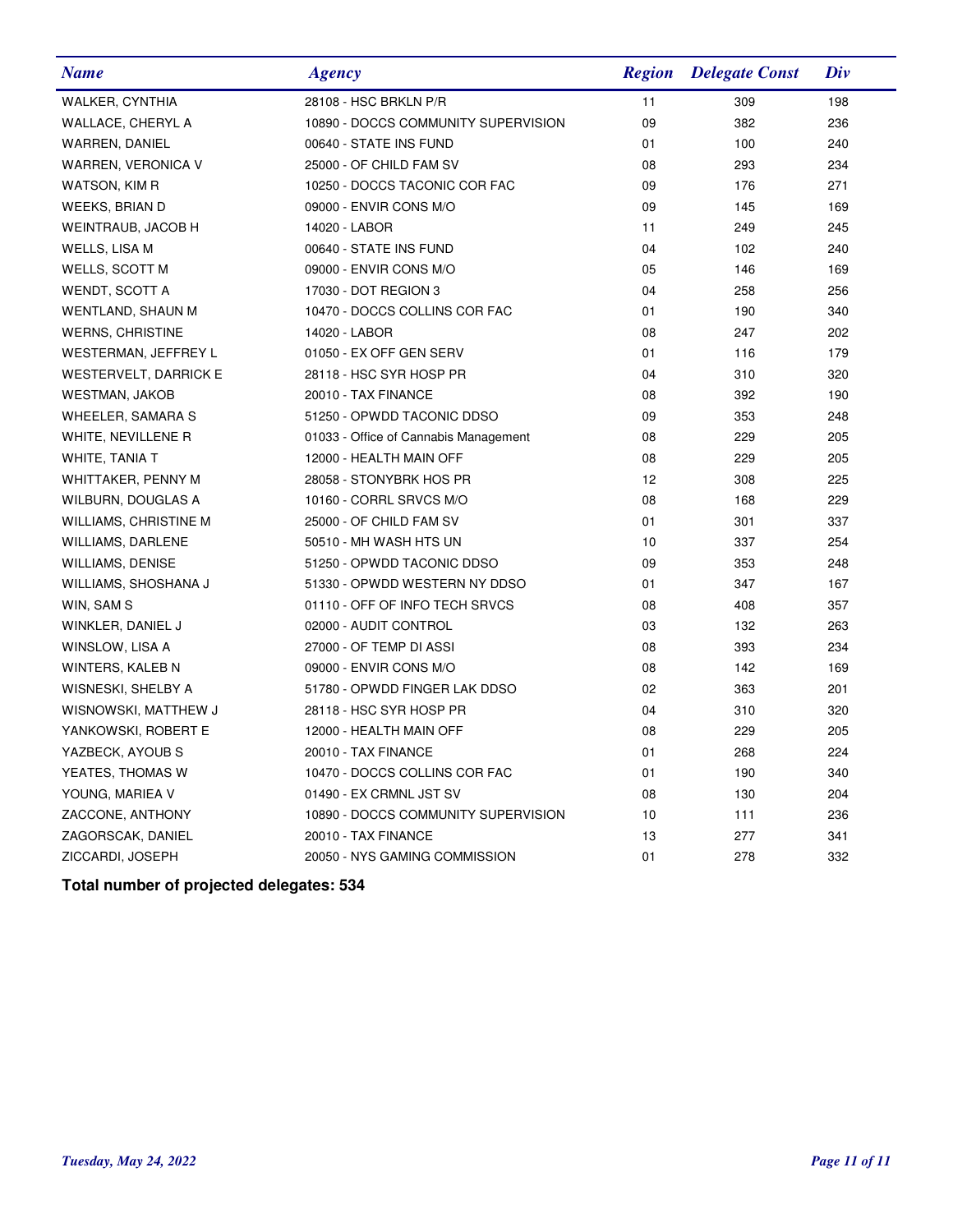| Name | Agency | Region | Delegate Const | Div |
|---|---|---|---|---|
| WALKER, CYNTHIA | 28108 - HSC BRKLN P/R | 11 | 309 | 198 |
| WALLACE, CHERYL A | 10890 - DOCCS COMMUNITY SUPERVISION | 09 | 382 | 236 |
| WARREN, DANIEL | 00640 - STATE INS FUND | 01 | 100 | 240 |
| WARREN, VERONICA V | 25000 - OF CHILD FAM SV | 08 | 293 | 234 |
| WATSON, KIM R | 10250 - DOCCS TACONIC COR FAC | 09 | 176 | 271 |
| WEEKS, BRIAN D | 09000 - ENVIR CONS M/O | 09 | 145 | 169 |
| WEINTRAUB, JACOB H | 14020 - LABOR | 11 | 249 | 245 |
| WELLS, LISA M | 00640 - STATE INS FUND | 04 | 102 | 240 |
| WELLS, SCOTT M | 09000 - ENVIR CONS M/O | 05 | 146 | 169 |
| WENDT, SCOTT A | 17030 - DOT REGION 3 | 04 | 258 | 256 |
| WENTLAND, SHAUN M | 10470 - DOCCS COLLINS COR FAC | 01 | 190 | 340 |
| WERNS, CHRISTINE | 14020 - LABOR | 08 | 247 | 202 |
| WESTERMAN, JEFFREY L | 01050 - EX OFF GEN SERV | 01 | 116 | 179 |
| WESTERVELT, DARRICK E | 28118 - HSC SYR HOSP PR | 04 | 310 | 320 |
| WESTMAN, JAKOB | 20010 - TAX FINANCE | 08 | 392 | 190 |
| WHEELER, SAMARA S | 51250 - OPWDD TACONIC DDSO | 09 | 353 | 248 |
| WHITE, NEVILLENE R | 01033 - Office of Cannabis Management | 08 | 229 | 205 |
| WHITE, TANIA T | 12000 - HEALTH MAIN OFF | 08 | 229 | 205 |
| WHITTAKER, PENNY M | 28058 - STONYBRK HOS PR | 12 | 308 | 225 |
| WILBURN, DOUGLAS A | 10160 - CORRL SRVCS M/O | 08 | 168 | 229 |
| WILLIAMS, CHRISTINE M | 25000 - OF CHILD FAM SV | 01 | 301 | 337 |
| WILLIAMS, DARLENE | 50510 - MH WASH HTS UN | 10 | 337 | 254 |
| WILLIAMS, DENISE | 51250 - OPWDD TACONIC DDSO | 09 | 353 | 248 |
| WILLIAMS, SHOSHANA J | 51330 - OPWDD WESTERN NY DDSO | 01 | 347 | 167 |
| WIN, SAM S | 01110 - OFF OF INFO TECH SRVCS | 08 | 408 | 357 |
| WINKLER, DANIEL J | 02000 - AUDIT CONTROL | 03 | 132 | 263 |
| WINSLOW, LISA A | 27000 - OF TEMP DI ASSI | 08 | 393 | 234 |
| WINTERS, KALEB N | 09000 - ENVIR CONS M/O | 08 | 142 | 169 |
| WISNESKI, SHELBY A | 51780 - OPWDD FINGER LAK DDSO | 02 | 363 | 201 |
| WISNOWSKI, MATTHEW J | 28118 - HSC SYR HOSP PR | 04 | 310 | 320 |
| YANKOWSKI, ROBERT E | 12000 - HEALTH MAIN OFF | 08 | 229 | 205 |
| YAZBECK, AYOUB S | 20010 - TAX FINANCE | 01 | 268 | 224 |
| YEATES, THOMAS W | 10470 - DOCCS COLLINS COR FAC | 01 | 190 | 340 |
| YOUNG, MARIEA V | 01490 - EX CRMNL JST SV | 08 | 130 | 204 |
| ZACCONE, ANTHONY | 10890 - DOCCS COMMUNITY SUPERVISION | 10 | 111 | 236 |
| ZAGORSCAK, DANIEL | 20010 - TAX FINANCE | 13 | 277 | 341 |
| ZICCARDI, JOSEPH | 20050 - NYS GAMING COMMISSION | 01 | 278 | 332 |

**Total number of projected delegates: 534**

*Tuesday, May 24, 2022*